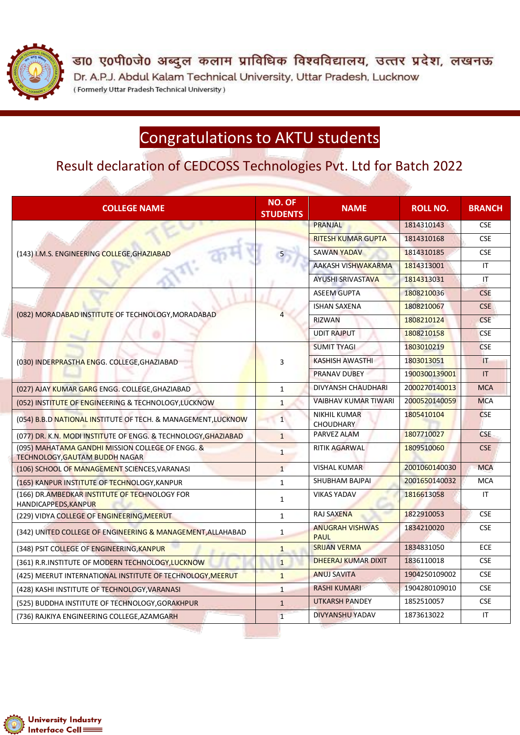डा0 ए0पी0जे0 अब्दुल कलाम प्राविधिक विश्वविद्यालय, उत्तर प्रदेश, लखनऊ

Dr. A.P.J. Abdul Kalam Technical University, Uttar Pradesh, Lucknow

( Formerly Uttar Pradesh Technical University )

# Congratulations to AKTU students

## Result declaration of CEDCOSS Technologies Pvt. Ltd for Batch 2022

| COLLEGE NAME | NO. OF STUDENTS | NAME | ROLL NO. | BRANCH |
|---|---|---|---|---|
| (143) I.M.S. ENGINEERING COLLEGE,GHAZIABAD | 5 | PRANJAL | 1814310143 | CSE |
| | | RITESH KUMAR GUPTA | 1814310168 | CSE |
| | | SAWAN YADAV | 1814310185 | CSE |
| | | AAKASH VISHWAKARMA | 1814313001 | IT |
| | | AYUSHI SRIVASTAVA | 1814313031 | IT |
| (082) MORADABAD INSTITUTE OF TECHNOLOGY,MORADABAD | 4 | ASEEM GUPTA | 1808210036 | CSE |
| | | ISHAN SAXENA | 1808210067 | CSE |
| | | RIZWAN | 1808210124 | CSE |
| | | UDIT RAJPUT | 1808210158 | CSE |
| (030) INDERPRASTHA ENGG. COLLEGE,GHAZIABAD | 3 | SUMIT TYAGI | 1803010219 | CSE |
| | | KASHISH AWASTHI | 1803013051 | IT |
| | | PRANAV DUBEY | 1900300139001 | IT |
| (027) AJAY KUMAR GARG ENGG. COLLEGE,GHAZIABAD | 1 | DIVYANSH CHAUDHARI | 2000270140013 | MCA |
| (052) INSTITUTE OF ENGINEERING & TECHNOLOGY,LUCKNOW | 1 | VAIBHAV KUMAR TIWARI | 2000520140059 | MCA |
| (054) B.B.D NATIONAL INSTITUTE OF TECH. & MANAGEMENT,LUCKNOW | 1 | NIKHIL KUMAR CHOUDHARY | 1805410104 | CSE |
| (077) DR. K.N. MODI INSTITUTE OF ENGG. & TECHNOLOGY,GHAZIABAD | 1 | PARVEZ ALAM | 1807710027 | CSE |
| (095) MAHATAMA GANDHI MISSION COLLEGE OF ENGG. & TECHNOLOGY,GAUTAM BUDDH NAGAR | 1 | RITIK AGARWAL | 1809510060 | CSE |
| (106) SCHOOL OF MANAGEMENT SCIENCES,VARANASI | 1 | VISHAL KUMAR | 2001060140030 | MCA |
| (165) KANPUR INSTITUTE OF TECHNOLOGY,KANPUR | 1 | SHUBHAM BAJPAI | 2001650140032 | MCA |
| (166) DR.AMBEDKAR INSTITUTE OF TECHNOLOGY FOR HANDICAPPEDS,KANPUR | 1 | VIKAS YADAV | 1816613058 | IT |
| (229) VIDYA COLLEGE OF ENGINEERING,MEERUT | 1 | RAJ SAXENA | 1822910053 | CSE |
| (342) UNITED COLLEGE OF ENGINEERING & MANAGEMENT,ALLAHABAD | 1 | ANUGRAH VISHWAS PAUL | 1834210020 | CSE |
| (348) PSIT COLLEGE OF ENGINEERING,KANPUR | 1 | SRIJAN VERMA | 1834831050 | ECE |
| (361) R.R.INSTITUTE OF MODERN TECHNOLOGY,LUCKNOW | 1 | DHEERAJ KUMAR DIXIT | 1836110018 | CSE |
| (425) MEERUT INTERNATIONAL INSTITUTE OF TECHNOLOGY,MEERUT | 1 | ANUJ SAVITA | 1904250109002 | CSE |
| (428) KASHI INSTITUTE OF TECHNOLOGY,VARANASI | 1 | RASHI KUMARI | 1904280109010 | CSE |
| (525) BUDDHA INSTITUTE OF TECHNOLOGY,GORAKHPUR | 1 | UTKARSH PANDEY | 1852510057 | CSE |
| (736) RAJKIYA ENGINEERING COLLEGE,AZAMGARH | 1 | DIVYANSHU YADAV | 1873613022 | IT |

University Industry Interface Cell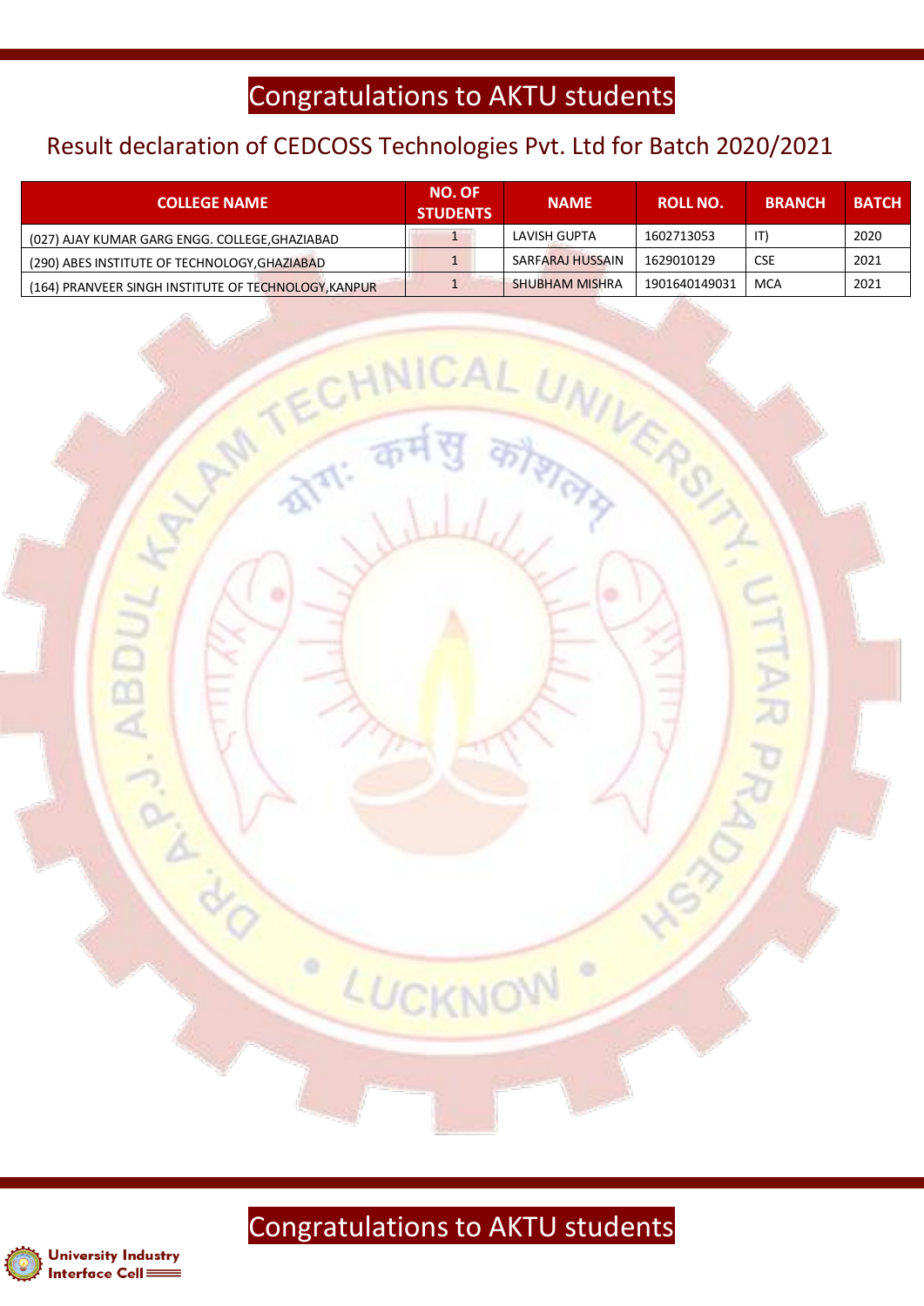# Congratulations to AKTU students

## Result declaration of CEDCOSS Technologies Pvt. Ltd for Batch 2020/2021

| COLLEGE NAME | NO. OF STUDENTS | NAME | ROLL NO. | BRANCH | BATCH |
|---|---|---|---|---|---|
| (027) AJAY KUMAR GARG ENGG. COLLEGE,GHAZIABAD | 1 | LAVISH GUPTA | 1602713053 | IT) | 2020 |
| (290) ABES INSTITUTE OF TECHNOLOGY,GHAZIABAD | 1 | SARFARAJ HUSSAIN | 1629010129 | CSE | 2021 |
| (164) PRANVEER SINGH INSTITUTE OF TECHNOLOGY,KANPUR | 1 | SHUBHAM MISHRA | 1901640149031 | MCA | 2021 |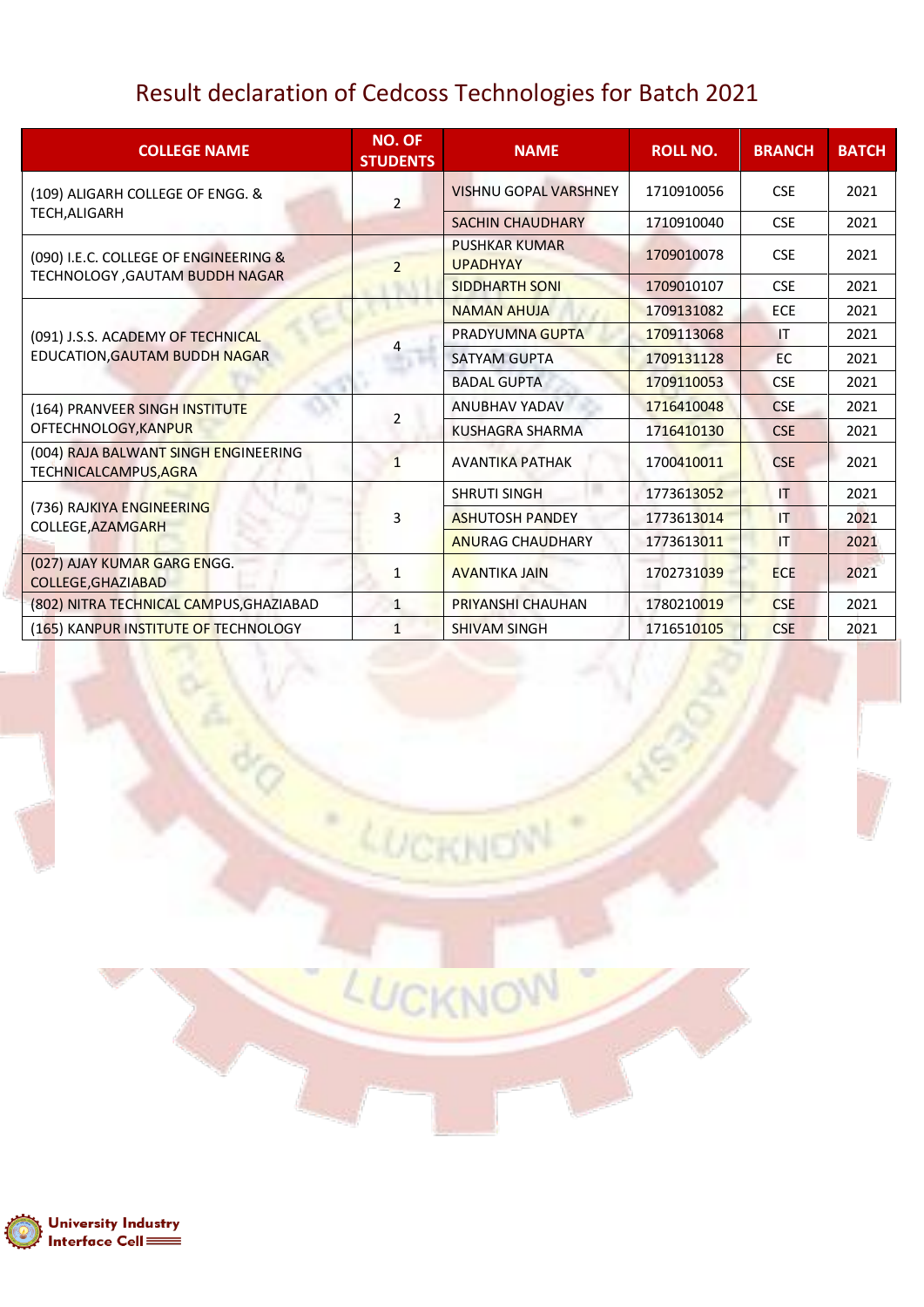# Result declaration of Cedcoss Technologies for Batch 2021

| COLLEGE NAME | NO. OF STUDENTS | NAME | ROLL NO. | BRANCH | BATCH |
|---|---|---|---|---|---|
| (109) ALIGARH COLLEGE OF ENGG. & TECH,ALIGARH | 2 | VISHNU GOPAL VARSHNEY | 1710910056 | CSE | 2021 |
| | | SACHIN CHAUDHARY | 1710910040 | CSE | 2021 |
| (090) I.E.C. COLLEGE OF ENGINEERING & TECHNOLOGY ,GAUTAM BUDDH NAGAR | 2 | PUSHKAR KUMAR UPADHYAY | 1709010078 | CSE | 2021 |
| | | SIDDHARTH SONI | 1709010107 | CSE | 2021 |
| (091) J.S.S. ACADEMY OF TECHNICAL EDUCATION,GAUTAM BUDDH NAGAR | 4 | NAMAN AHUJA | 1709131082 | ECE | 2021 |
| | | PRADYUMNA GUPTA | 1709113068 | IT | 2021 |
| | | SATYAM GUPTA | 1709131128 | EC | 2021 |
| | | BADAL GUPTA | 1709110053 | CSE | 2021 |
| (164) PRANVEER SINGH INSTITUTE OFTECHNOLOGY,KANPUR | 2 | ANUBHAV YADAV | 1716410048 | CSE | 2021 |
| | | KUSHAGRA SHARMA | 1716410130 | CSE | 2021 |
| (004) RAJA BALWANT SINGH ENGINEERING TECHNICALCAMPUS,AGRA | 1 | AVANTIKA PATHAK | 1700410011 | CSE | 2021 |
| (736) RAJKIYA ENGINEERING COLLEGE,AZAMGARH | 3 | SHRUTI SINGH | 1773613052 | IT | 2021 |
| | | ASHUTOSH PANDEY | 1773613014 | IT | 2021 |
| | | ANURAG CHAUDHARY | 1773613011 | IT | 2021 |
| (027) AJAY KUMAR GARG ENGG. COLLEGE,GHAZIABAD | 1 | AVANTIKA JAIN | 1702731039 | ECE | 2021 |
| (802) NITRA TECHNICAL CAMPUS,GHAZIABAD | 1 | PRIYANSHI CHAUHAN | 1780210019 | CSE | 2021 |
| (165) KANPUR INSTITUTE OF TECHNOLOGY | 1 | SHIVAM SINGH | 1716510105 | CSE | 2021 |